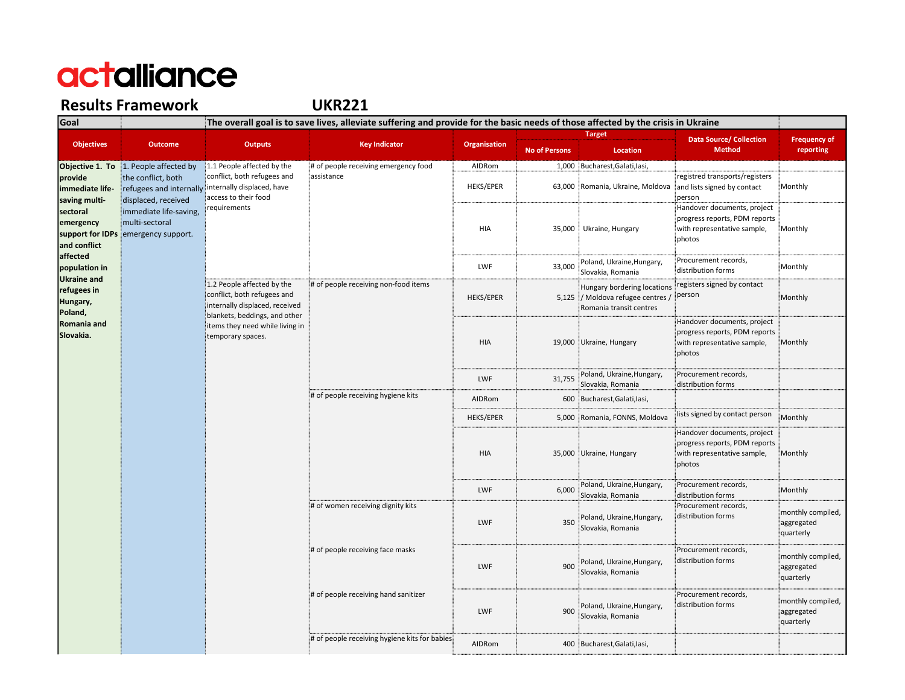# actalliance

## Results Framework UKR221

| Goal | | The overall goal is to save lives, alleviate suffering and provide for the basic needs of those affected by the crisis in Ukraine | | | | | | |
|---|---|---|---|---|---|---|---|---|
| **Objectives** | **Outcome** | **Outputs** | **Key Indicator** | **Organisation** | **Target** | | **Data Source/ Collection Method** | **Frequency of reporting** |
| | | | | | **No of Persons** | **Location** | | |
| **Objective 1. To provide immediate life-saving multi-sectoral emergency support for IDPs and conflict affected population in Ukraine and refugees in Hungary, Poland, Romania and Slovakia.** | 1. People affected by the conflict, both refugees and internally displaced, received immediate life-saving, multi-sectoral emergency support. | 1.1 People affected by the conflict, both refugees and internally displaced, have access to their food requirements | # of people receiving emergency food assistance | AIDRom | 1,000 | Bucharest,Galati,Iasi, | | |
| | | | | HEKS/EPER | 63,000 | Romania, Ukraine, Moldova | registred transports/registers and lists signed by contact person | Monthly |
| | | | | HIA | 35,000 | Ukraine, Hungary | Handover documents, project progress reports, PDM reports with representative sample, photos | Monthly |
| | | | | LWF | 33,000 | Poland, Ukraine,Hungary, Slovakia, Romania | Procurement records, distribution forms | Monthly |
| | | 1.2 People affected by the conflict, both refugees and internally displaced, received blankets, beddings, and other items they need while living in temporary spaces. | # of people receiving non-food items | HEKS/EPER | 5,125 | Hungary bordering locations / Moldova refugee centres / Romania transit centres | registers signed by contact person | Monthly |
| | | | | HIA | 19,000 | Ukraine, Hungary | Handover documents, project progress reports, PDM reports with representative sample, photos | Monthly |
| | | | | LWF | 31,755 | Poland, Ukraine,Hungary, Slovakia, Romania | Procurement records, distribution forms | |
| | | | # of people receiving hygiene kits | AIDRom | 600 | Bucharest,Galati,Iasi, | | |
| | | | | HEKS/EPER | 5,000 | Romania, FONNS, Moldova | lists signed by contact person | Monthly |
| | | | | HIA | 35,000 | Ukraine, Hungary | Handover documents, project progress reports, PDM reports with representative sample, photos | Monthly |
| | | | | LWF | 6,000 | Poland, Ukraine,Hungary, Slovakia, Romania | Procurement records, distribution forms | Monthly |
| | | | # of women receiving dignity kits | LWF | 350 | Poland, Ukraine,Hungary, Slovakia, Romania | Procurement records, distribution forms | monthly compiled, aggregated quarterly |
| | | | # of people receiving face masks | LWF | 900 | Poland, Ukraine,Hungary, Slovakia, Romania | Procurement records, distribution forms | monthly compiled, aggregated quarterly |
| | | | # of people receiving hand sanitizer | LWF | 900 | Poland, Ukraine,Hungary, Slovakia, Romania | Procurement records, distribution forms | monthly compiled, aggregated quarterly |
| | | | # of people receiving hygiene kits for babies | AIDRom | 400 | Bucharest,Galati,Iasi, | | |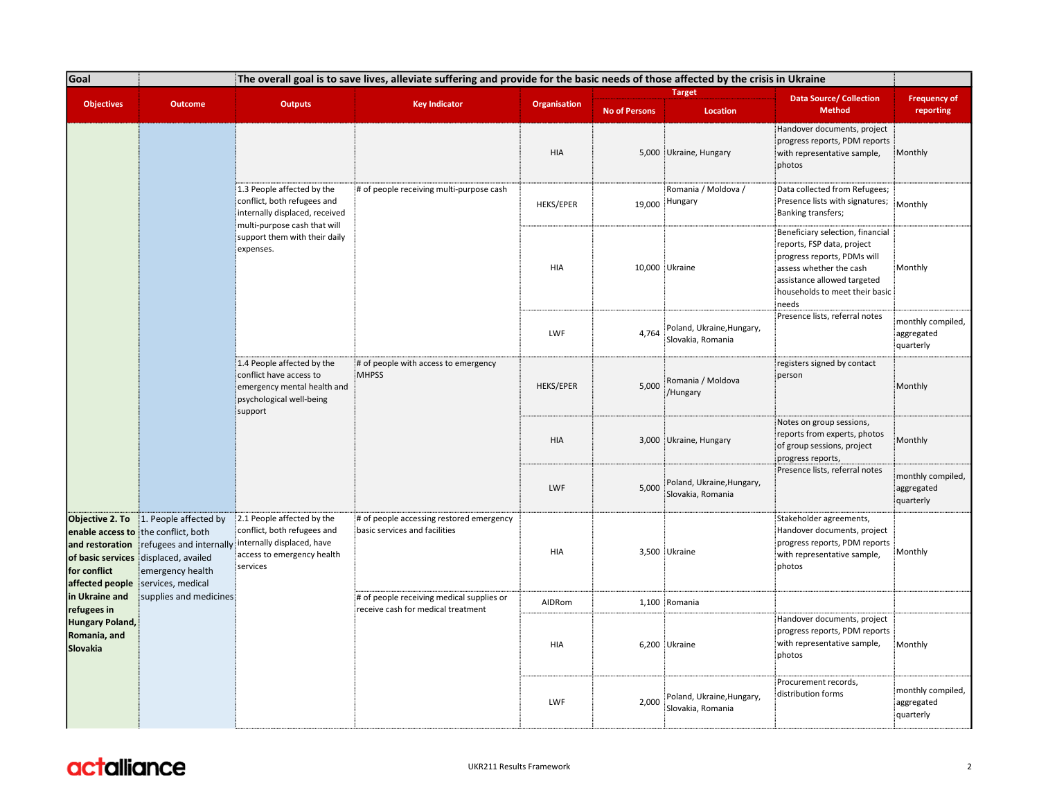| Goal | | The overall goal is to save lives, alleviate suffering and provide for the basic needs of those affected by the crisis in Ukraine | | | | | | |
|---|---|---|---|---|---|---|---|---|
| Objectives | Outcome | Outputs | Key Indicator | Organisation | Target | | Data Source/ Collection Method | Frequency of reporting |
| | | | | | No of Persons | Location | | |
| | | | | HIA | 5,000 | Ukraine, Hungary | Handover documents, project progress reports, PDM reports with representative sample, photos | Monthly |
| | | 1.3 People affected by the conflict, both refugees and internally displaced, received multi-purpose cash that will support them with their daily expenses. | # of people receiving multi-purpose cash | HEKS/EPER | 19,000 | Romania / Moldova / Hungary | Data collected from Refugees; Presence lists with signatures; Banking transfers; | Monthly |
| | | | | HIA | 10,000 | Ukraine | Beneficiary selection, financial reports, FSP data, project progress reports, PDMs will assess whether the cash assistance allowed targeted households to meet their basic needs | Monthly |
| | | | | LWF | 4,764 | Poland, Ukraine,Hungary, Slovakia, Romania | Presence lists, referral notes | monthly compiled, aggregated quarterly |
| | | 1.4 People affected by the conflict have access to emergency mental health and psychological well-being support | # of people with access to emergency MHPSS | HEKS/EPER | 5,000 | Romania / Moldova /Hungary | registers signed by contact person | Monthly |
| | | | | HIA | 3,000 | Ukraine, Hungary | Notes on group sessions, reports from experts, photos of group sessions, project progress reports, | Monthly |
| | | | | LWF | 5,000 | Poland, Ukraine,Hungary, Slovakia, Romania | Presence lists, referral notes | monthly compiled, aggregated quarterly |
| **Objective 2. To enable access to and restoration of basic services for conflict affected people in Ukraine and refugees in Hungary Poland, Romania, and Slovakia** | 1. People affected by the conflict, both refugees and internally displaced, availed emergency health services, medical supplies and medicines | 2.1 People affected by the conflict, both refugees and internally displaced, have access to emergency health services | # of people accessing restored emergency basic services and facilities | HIA | 3,500 | Ukraine | Stakeholder agreements, Handover documents, project progress reports, PDM reports with representative sample, photos | Monthly |
| | | | # of people receiving medical supplies or receive cash for medical treatment | AIDRom | 1,100 | Romania | | |
| | | | | HIA | 6,200 | Ukraine | Handover documents, project progress reports, PDM reports with representative sample, photos | Monthly |
| | | | | LWF | 2,000 | Poland, Ukraine,Hungary, Slovakia, Romania | Procurement records, distribution forms | monthly compiled, aggregated quarterly |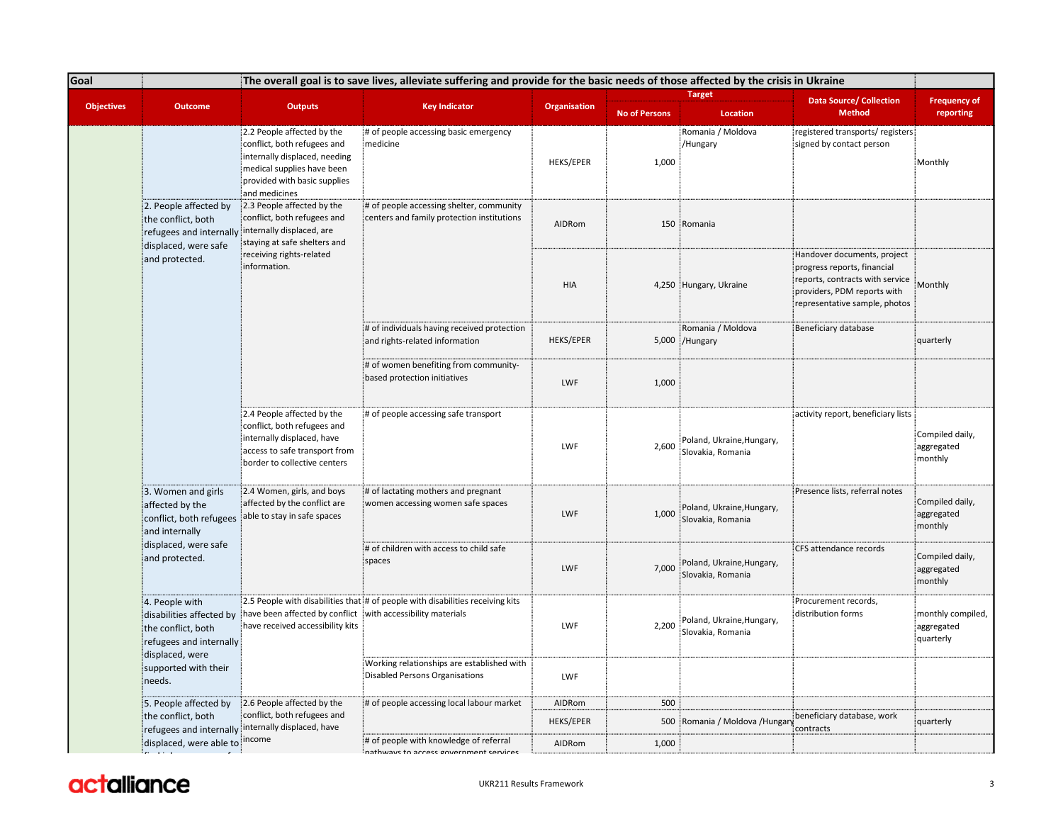| Goal | | The overall goal is to save lives, alleviate suffering and provide for the basic needs of those affected by the crisis in Ukraine | | | | | | |
|---|---|---|---|---|---|---|---|---|
| Objectives | Outcome | Outputs | Key Indicator | Organisation | Target | | Data Source/ Collection Method | Frequency of reporting |
| | | | | | No of Persons | Location | | |
| | | 2.2 People affected by the conflict, both refugees and internally displaced, needing medical supplies have been provided with basic supplies and medicines | # of people accessing basic emergency medicine | HEKS/EPER | 1,000 | Romania / Moldova /Hungary | registered transports/ registers signed by contact person | Monthly |
| | 2. People affected by the conflict, both refugees and internally displaced, were safe and protected. | 2.3 People affected by the conflict, both refugees and internally displaced, are staying at safe shelters and receiving rights-related information. | # of people accessing shelter, community centers and family protection institutions | AIDRom | 150 | Romania | | |
| | | | | HIA | 4,250 | Hungary, Ukraine | Handover documents, project progress reports, financial reports, contracts with service providers, PDM reports with representative sample, photos | Monthly |
| | | | # of individuals having received protection and rights-related information | HEKS/EPER | 5,000 | Romania / Moldova /Hungary | Beneficiary database | quarterly |
| | | | # of women benefiting from community-based protection initiatives | LWF | 1,000 | | | |
| | | 2.4 People affected by the conflict, both refugees and internally displaced, have access to safe transport from border to collective centers | # of people accessing safe transport | LWF | 2,600 | Poland, Ukraine,Hungary, Slovakia, Romania | activity report, beneficiary lists | Compiled daily, aggregated monthly |
| | 3. Women and girls affected by the conflict, both refugees and internally displaced, were safe and protected. | 2.4 Women, girls, and boys affected by the conflict are able to stay in safe spaces | # of lactating mothers and pregnant women accessing women safe spaces | LWF | 1,000 | Poland, Ukraine,Hungary, Slovakia, Romania | Presence lists, referral notes | Compiled daily, aggregated monthly |
| | | | # of children with access to child safe spaces | LWF | 7,000 | Poland, Ukraine,Hungary, Slovakia, Romania | CFS attendance records | Compiled daily, aggregated monthly |
| | 4. People with disabilities affected by the conflict, both refugees and internally displaced, were supported with their needs. | 2.5 People with disabilities that have been affected by conflict have received accessibility kits | # of people with disabilities receiving kits with accessibility materials | LWF | 2,200 | Poland, Ukraine,Hungary, Slovakia, Romania | Procurement records, distribution forms | monthly compiled, aggregated quarterly |
| | | | Working relationships are established with Disabled Persons Organisations | LWF | | | | |
| | 5. People affected by the conflict, both refugees and internally displaced, were able to | 2.6 People affected by the conflict, both refugees and internally displaced, have income | # of people accessing local labour market | AIDRom | 500 | | | |
| | | | | HEKS/EPER | 500 | Romania / Moldova /Hungary | beneficiary database, work contracts | quarterly |
| | | | # of people with knowledge of referral pathways to access government services | AIDRom | 1,000 | | | |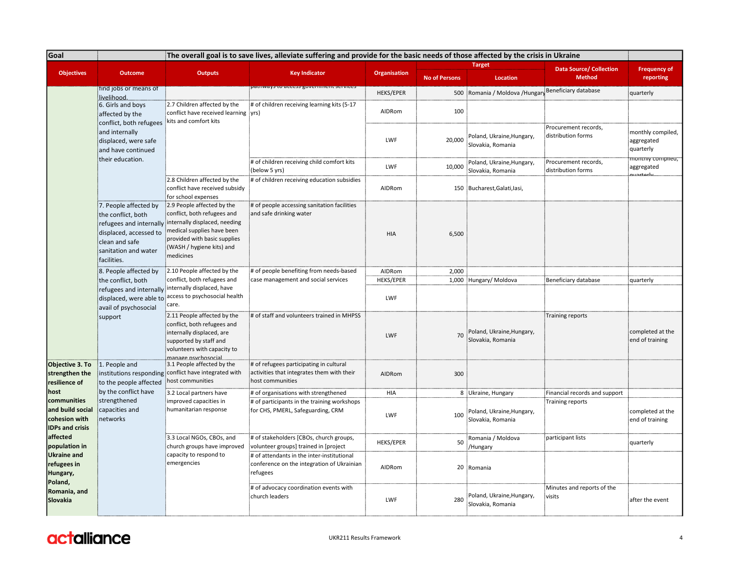| Goal | | The overall goal is to save lives, alleviate suffering and provide for the basic needs of those affected by the crisis in Ukraine | | | | | | |
|---|---|---|---|---|---|---|---|---|
| Objectives | Outcome | Outputs | Key Indicator | Organisation | Target | | Data Source/ Collection Method | Frequency of reporting |
| | | | | | No of Persons | Location | | |
| | find jobs or means of livelihood. | | pathways to access government services | HEKS/EPER | 500 | Romania / Moldova /Hungary | Beneficiary database | quarterly |
| | 6. Girls and boys affected by the conflict, both refugees and internally displaced, were safe and have continued their education. | 2.7 Children affected by the conflict have received learning kits and comfort kits | # of children receiving learning kits (5-17 yrs) | AIDRom | 100 | | | |
| | | | | LWF | 20,000 | Poland, Ukraine,Hungary, Slovakia, Romania | Procurement records, distribution forms | monthly compiled, aggregated quarterly |
| | | | # of children receiving child comfort kits (below 5 yrs) | LWF | 10,000 | Poland, Ukraine,Hungary, Slovakia, Romania | Procurement records, distribution forms | monthly compiled, aggregated quarterly |
| | | 2.8 Children affected by the conflict have received subsidy for school expenses | # of children receiving education subsidies | AIDRom | 150 | Bucharest,Galati,Iasi, | | |
| | 7. People affected by the conflict, both refugees and internally displaced, accessed to clean and safe sanitation and water facilities. | 2.9 People affected by the conflict, both refugees and internally displaced, needing medical supplies have been provided with basic supplies (WASH / hygiene kits) and medicines | # of people accessing sanitation facilities and safe drinking water | HIA | 6,500 | | | |
| | 8. People affected by the conflict, both refugees and internally displaced, were able to avail of psychosocial support | 2.10 People affected by the conflict, both refugees and internally displaced, have access to psychosocial health care. | # of people benefiting from needs-based case management and social services | AIDRom | 2,000 | | | |
| | | | | HEKS/EPER | 1,000 | Hungary/ Moldova | Beneficiary database | quarterly |
| | | | | LWF | | | | |
| | | 2.11 People affected by the conflict, both refugees and internally displaced, are supported by staff and volunteers with capacity to manage psychosocial | # of staff and volunteers trained in MHPSS | LWF | 70 | Poland, Ukraine,Hungary, Slovakia, Romania | Training reports | completed at the end of training |
| **Objective 3. To strengthen the resilience of host communities and build social cohesion with IDPs and crisis affected population in Ukraine and refugees in Hungary, Poland, Romania, and Slovakia** | 1. People and institutions responding to the people affected by the conflict have strengthened capacities and networks | 3.1 People affected by the conflict have integrated with host communities | # of refugees participating in cultural activities that integrates them with their host communities | AIDRom | 300 | | | |
| | | 3.2 Local partners have improved capacities in humanitarian response | # of organisations with strengthened | HIA | 8 | Ukraine, Hungary | Financial records and support | |
| | | | # of participants in the training workshops for CHS, PMERL, Safeguarding, CRM | LWF | 100 | Poland, Ukraine,Hungary, Slovakia, Romania | Training reports | completed at the end of training |
| | | 3.3 Local NGOs, CBOs, and church groups have improved capacity to respond to emergencies | # of stakeholders [CBOs, church groups, volunteer groups] trained in [project | HEKS/EPER | 50 | Romania / Moldova /Hungary | participant lists | quarterly |
| | | | # of attendants in the inter-institutional conference on the integration of Ukrainian refugees | AIDRom | 20 | Romania | | |
| | | | # of advocacy coordination events with church leaders | LWF | 280 | Poland, Ukraine,Hungary, Slovakia, Romania | Minutes and reports of the visits | after the event |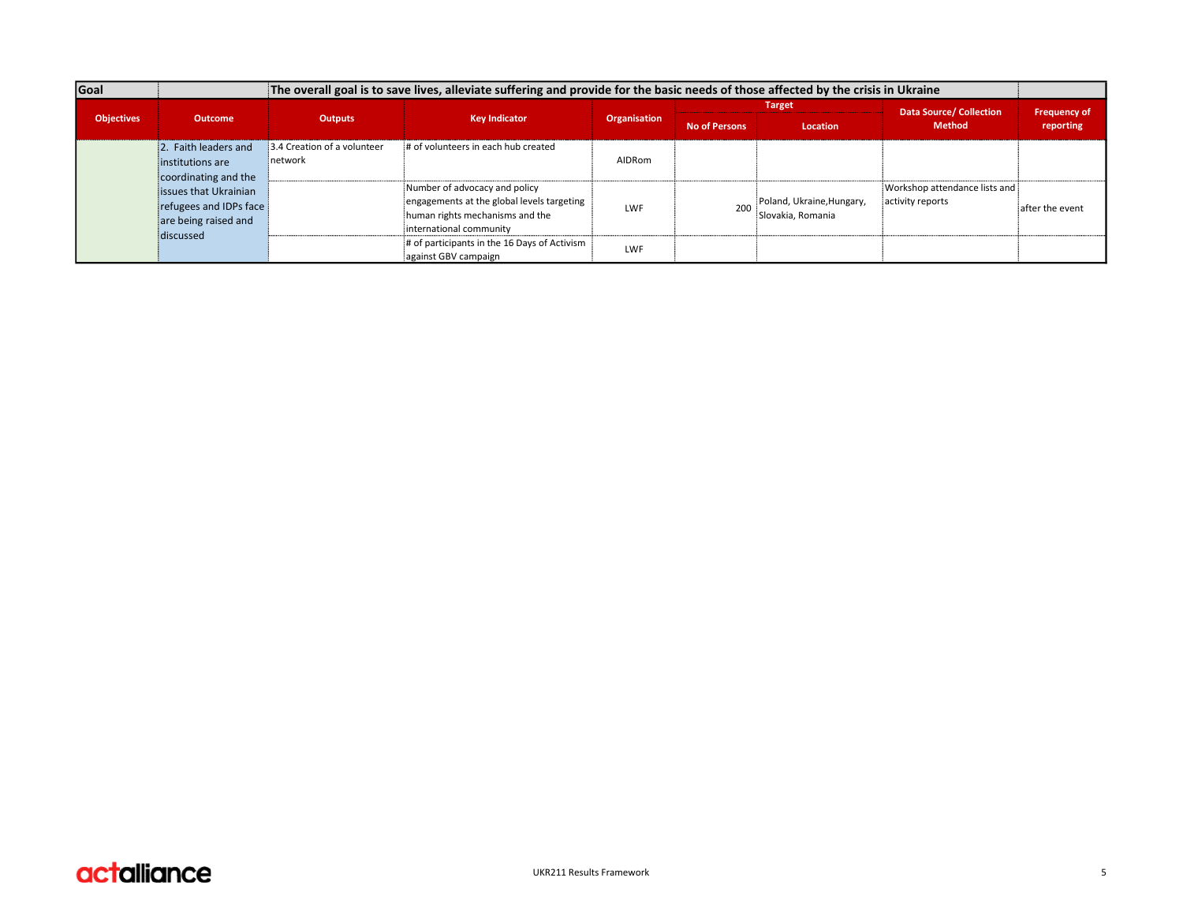| Goal | | The overall goal is to save lives, alleviate suffering and provide for the basic needs of those affected by the crisis in Ukraine | | | | | | |
|---|---|---|---|---|---|---|---|---|
| Objectives | Outcome | Outputs | Key Indicator | Organisation | Target | | Data Source/ Collection Method | Frequency of reporting |
| | | | | | No of Persons | Location | | |
| | 2. Faith leaders and institutions are coordinating and the issues that Ukrainian refugees and IDPs face are being raised and discussed | 3.4 Creation of a volunteer network | # of volunteers in each hub created | AIDRom | | | | |
| | | | Number of advocacy and policy engagements at the global levels targeting human rights mechanisms and the international community | LWF | 200 | Poland, Ukraine,Hungary, Slovakia, Romania | Workshop attendance lists and activity reports | after the event |
| | | | # of participants in the 16 Days of Activism against GBV campaign | LWF | | | | |

UKR211 Results Framework